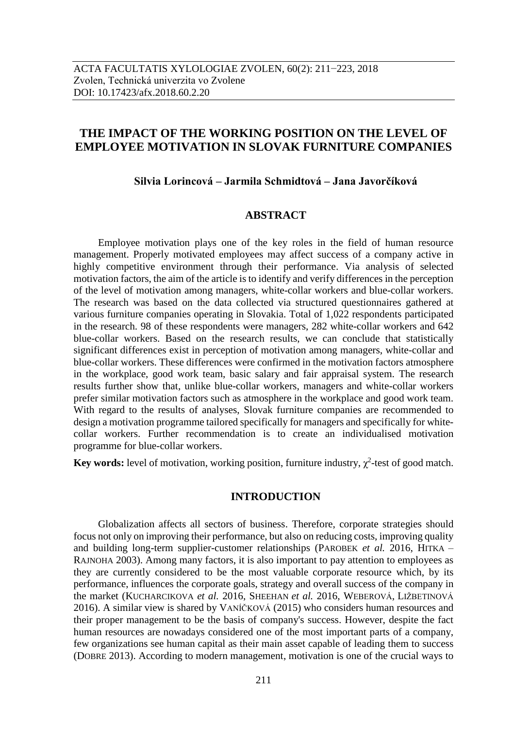ACTA FACULTATIS XYLOLOGIAE ZVOLEN, 60(2): 211−223, 2018
Zvolen, Technická univerzita vo Zvolene
DOI: 10.17423/afx.2018.60.2.20

# THE IMPACT OF THE WORKING POSITION ON THE LEVEL OF EMPLOYEE MOTIVATION IN SLOVAK FURNITURE COMPANIES

**Silvia Lorincová – Jarmila Schmidtová – Jana Javorčíková**

## ABSTRACT

Employee motivation plays one of the key roles in the field of human resource management. Properly motivated employees may affect success of a company active in highly competitive environment through their performance. Via analysis of selected motivation factors, the aim of the article is to identify and verify differences in the perception of the level of motivation among managers, white-collar workers and blue-collar workers. The research was based on the data collected via structured questionnaires gathered at various furniture companies operating in Slovakia. Total of 1,022 respondents participated in the research. 98 of these respondents were managers, 282 white-collar workers and 642 blue-collar workers. Based on the research results, we can conclude that statistically significant differences exist in perception of motivation among managers, white-collar and blue-collar workers. These differences were confirmed in the motivation factors atmosphere in the workplace, good work team, basic salary and fair appraisal system. The research results further show that, unlike blue-collar workers, managers and white-collar workers prefer similar motivation factors such as atmosphere in the workplace and good work team. With regard to the results of analyses, Slovak furniture companies are recommended to design a motivation programme tailored specifically for managers and specifically for white-collar workers. Further recommendation is to create an individualised motivation programme for blue-collar workers.

**Key words:** level of motivation, working position, furniture industry, $\chi^2$-test of good match.

## INTRODUCTION

Globalization affects all sectors of business. Therefore, corporate strategies should focus not only on improving their performance, but also on reducing costs, improving quality and building long-term supplier-customer relationships (PAROBEK *et al.* 2016, HITKA – RAJNOHA 2003). Among many factors, it is also important to pay attention to employees as they are currently considered to be the most valuable corporate resource which, by its performance, influences the corporate goals, strategy and overall success of the company in the market (KUCHARCIKOVA *et al.* 2016, SHEEHAN *et al.* 2016, WEBEROVÁ, LIŽBETINOVÁ 2016). A similar view is shared by VANÍČKOVÁ (2015) who considers human resources and their proper management to be the basis of company's success. However, despite the fact human resources are nowadays considered one of the most important parts of a company, few organizations see human capital as their main asset capable of leading them to success (DOBRE 2013). According to modern management, motivation is one of the crucial ways to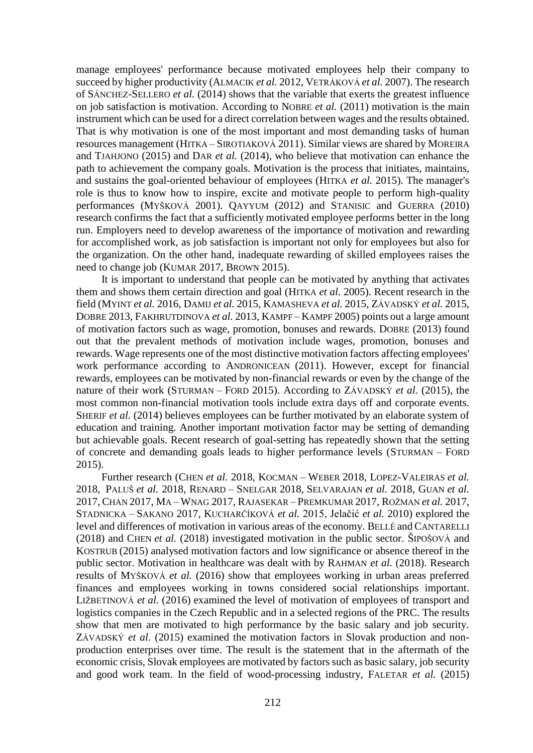manage employees' performance because motivated employees help their company to succeed by higher productivity (ALMACIK *et al.* 2012, VETRÁKOVÁ *et al.* 2007). The research of SÁNCHEZ-SELLERO *et al.* (2014) shows that the variable that exerts the greatest influence on job satisfaction is motivation. According to NOBRE *et al.* (2011) motivation is the main instrument which can be used for a direct correlation between wages and the results obtained. That is why motivation is one of the most important and most demanding tasks of human resources management (HITKA – SIROTIAKOVÁ 2011). Similar views are shared by MOREIRA and TJAHJONO (2015) and DAR *et al.* (2014), who believe that motivation can enhance the path to achievement the company goals. Motivation is the process that initiates, maintains, and sustains the goal-oriented behaviour of employees (HITKA *et al.* 2015). The manager's role is thus to know how to inspire, excite and motivate people to perform high-quality performances (MYŠKOVÁ 2001). QAYYUM (2012) and STANISIC and GUERRA (2010) research confirms the fact that a sufficiently motivated employee performs better in the long run. Employers need to develop awareness of the importance of motivation and rewarding for accomplished work, as job satisfaction is important not only for employees but also for the organization. On the other hand, inadequate rewarding of skilled employees raises the need to change job (KUMAR 2017, BROWN 2015).

It is important to understand that people can be motivated by anything that activates them and shows them certain direction and goal (HITKA *et al.* 2005). Recent research in the field (MYINT *et al.* 2016, DAMIJ *et al.* 2015, KAMASHEVA *et al.* 2015, ZÁVADSKÝ *et al.* 2015, DOBRE 2013, FAKHRUTDINOVA *et al.* 2013, KAMPF – KAMPF 2005) points out a large amount of motivation factors such as wage, promotion, bonuses and rewards. DOBRE (2013) found out that the prevalent methods of motivation include wages, promotion, bonuses and rewards. Wage represents one of the most distinctive motivation factors affecting employees' work performance according to ANDRONICEAN (2011). However, except for financial rewards, employees can be motivated by non-financial rewards or even by the change of the nature of their work (STURMAN – FORD 2015). According to ZÁVADSKÝ *et al.* (2015), the most common non-financial motivation tools include extra days off and corporate events. SHERIF *et al.* (2014) believes employees can be further motivated by an elaborate system of education and training. Another important motivation factor may be setting of demanding but achievable goals. Recent research of goal-setting has repeatedly shown that the setting of concrete and demanding goals leads to higher performance levels (STURMAN – FORD 2015).

Further research (CHEN *et al.* 2018, KOCMAN – WEBER 2018, LOPEZ-VALEIRAS *et al.* 2018, PALUŠ *et al.* 2018, RENARD – SNELGAR 2018, SELVARAJAN *et al.* 2018, GUAN *et al.* 2017, CHAN 2017, MA – WNAG 2017, RAJASEKAR – PREMKUMAR 2017, ROŽMAN *et al.* 2017, STADNICKA – SAKANO 2017, KUCHARČÍKOVÁ *et al.* 2015, Jelačić *et al.* 2010) explored the level and differences of motivation in various areas of the economy. BELLÉ and CANTARELLI (2018) and CHEN *et al.* (2018) investigated motivation in the public sector. ŠIPOŠOVÁ and KOSTRUB (2015) analysed motivation factors and low significance or absence thereof in the public sector. Motivation in healthcare was dealt with by RAHMAN *et al.* (2018). Research results of MYŠKOVÁ *et al.* (2016) show that employees working in urban areas preferred finances and employees working in towns considered social relationships important. LIŽBETINOVÁ *et al.* (2016) examined the level of motivation of employees of transport and logistics companies in the Czech Republic and in a selected regions of the PRC. The results show that men are motivated to high performance by the basic salary and job security. ZÁVADSKÝ *et al.* (2015) examined the motivation factors in Slovak production and non-production enterprises over time. The result is the statement that in the aftermath of the economic crisis, Slovak employees are motivated by factors such as basic salary, job security and good work team. In the field of wood-processing industry, FALETAR *et al.* (2015)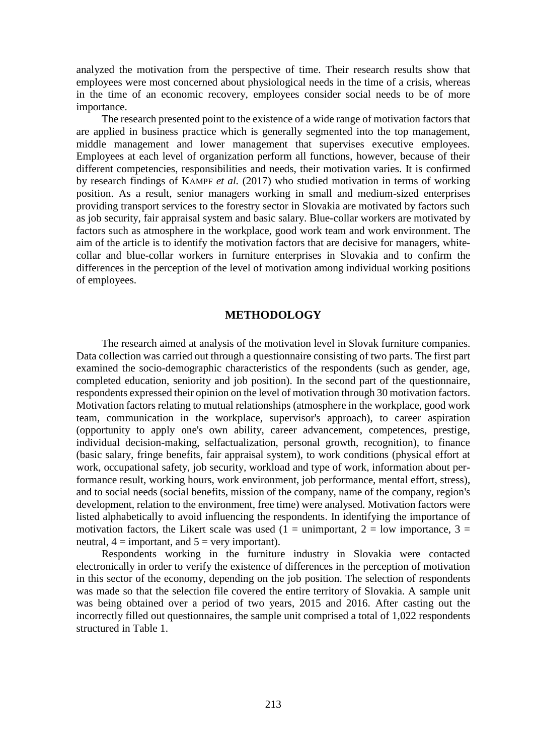analyzed the motivation from the perspective of time. Their research results show that employees were most concerned about physiological needs in the time of a crisis, whereas in the time of an economic recovery, employees consider social needs to be of more importance.

The research presented point to the existence of a wide range of motivation factors that are applied in business practice which is generally segmented into the top management, middle management and lower management that supervises executive employees. Employees at each level of organization perform all functions, however, because of their different competencies, responsibilities and needs, their motivation varies. It is confirmed by research findings of KAMPF *et al.* (2017) who studied motivation in terms of working position. As a result, senior managers working in small and medium-sized enterprises providing transport services to the forestry sector in Slovakia are motivated by factors such as job security, fair appraisal system and basic salary. Blue-collar workers are motivated by factors such as atmosphere in the workplace, good work team and work environment. The aim of the article is to identify the motivation factors that are decisive for managers, white-collar and blue-collar workers in furniture enterprises in Slovakia and to confirm the differences in the perception of the level of motivation among individual working positions of employees.

## METHODOLOGY

The research aimed at analysis of the motivation level in Slovak furniture companies. Data collection was carried out through a questionnaire consisting of two parts. The first part examined the socio-demographic characteristics of the respondents (such as gender, age, completed education, seniority and job position). In the second part of the questionnaire, respondents expressed their opinion on the level of motivation through 30 motivation factors. Motivation factors relating to mutual relationships (atmosphere in the workplace, good work team, communication in the workplace, supervisor's approach), to career aspiration (opportunity to apply one's own ability, career advancement, competences, prestige, individual decision-making, selfactualization, personal growth, recognition), to finance (basic salary, fringe benefits, fair appraisal system), to work conditions (physical effort at work, occupational safety, job security, workload and type of work, information about performance result, working hours, work environment, job performance, mental effort, stress), and to social needs (social benefits, mission of the company, name of the company, region's development, relation to the environment, free time) were analysed. Motivation factors were listed alphabetically to avoid influencing the respondents. In identifying the importance of motivation factors, the Likert scale was used (1 = unimportant, 2 = low importance, 3 = neutral, 4 = important, and 5 = very important).

Respondents working in the furniture industry in Slovakia were contacted electronically in order to verify the existence of differences in the perception of motivation in this sector of the economy, depending on the job position. The selection of respondents was made so that the selection file covered the entire territory of Slovakia. A sample unit was being obtained over a period of two years, 2015 and 2016. After casting out the incorrectly filled out questionnaires, the sample unit comprised a total of 1,022 respondents structured in Table 1.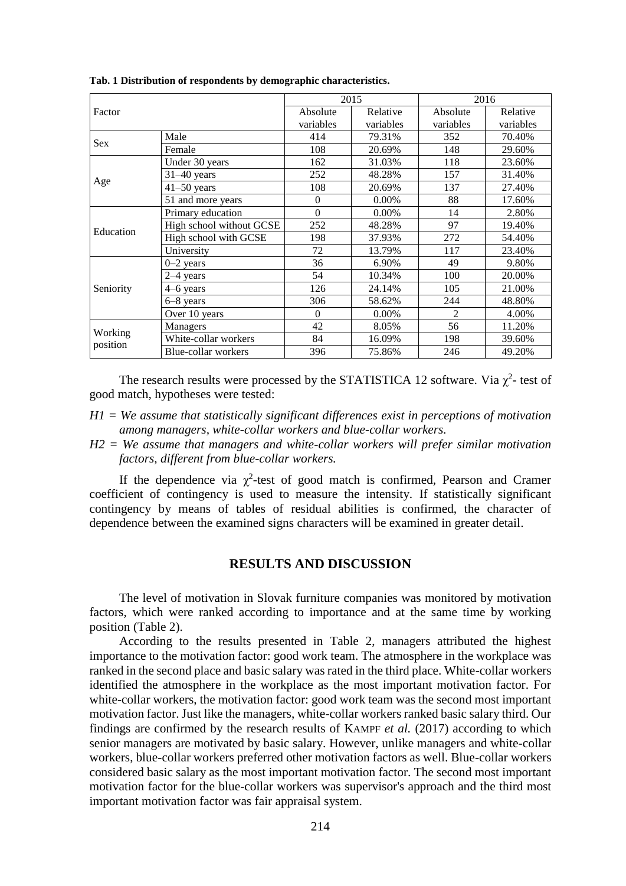**Tab. 1 Distribution of respondents by demographic characteristics.**

| Factor | | 2015 | | 2016 | |
|---|---|---|---|---|---|
| | | Absolute variables | Relative variables | Absolute variables | Relative variables |
| Sex | Male | 414 | 79.31% | 352 | 70.40% |
| | Female | 108 | 20.69% | 148 | 29.60% |
| Age | Under 30 years | 162 | 31.03% | 118 | 23.60% |
| | 31–40 years | 252 | 48.28% | 157 | 31.40% |
| | 41–50 years | 108 | 20.69% | 137 | 27.40% |
| | 51 and more years | 0 | 0.00% | 88 | 17.60% |
| Education | Primary education | 0 | 0.00% | 14 | 2.80% |
| | High school without GCSE | 252 | 48.28% | 97 | 19.40% |
| | High school with GCSE | 198 | 37.93% | 272 | 54.40% |
| | University | 72 | 13.79% | 117 | 23.40% |
| Seniority | 0–2 years | 36 | 6.90% | 49 | 9.80% |
| | 2–4 years | 54 | 10.34% | 100 | 20.00% |
| | 4–6 years | 126 | 24.14% | 105 | 21.00% |
| | 6–8 years | 306 | 58.62% | 244 | 48.80% |
| | Over 10 years | 0 | 0.00% | 2 | 4.00% |
| Working position | Managers | 42 | 8.05% | 56 | 11.20% |
| | White-collar workers | 84 | 16.09% | 198 | 39.60% |
| | Blue-collar workers | 396 | 75.86% | 246 | 49.20% |

The research results were processed by the STATISTICA 12 software. Via $\chi^2$- test of good match, hypotheses were tested:

*H1 = We assume that statistically significant differences exist in perceptions of motivation among managers, white-collar workers and blue-collar workers.*

*H2 = We assume that managers and white-collar workers will prefer similar motivation factors, different from blue-collar workers.*

If the dependence via $\chi^2$-test of good match is confirmed, Pearson and Cramer coefficient of contingency is used to measure the intensity. If statistically significant contingency by means of tables of residual abilities is confirmed, the character of dependence between the examined signs characters will be examined in greater detail.

## RESULTS AND DISCUSSION

The level of motivation in Slovak furniture companies was monitored by motivation factors, which were ranked according to importance and at the same time by working position (Table 2).

According to the results presented in Table 2, managers attributed the highest importance to the motivation factor: good work team. The atmosphere in the workplace was ranked in the second place and basic salary was rated in the third place. White-collar workers identified the atmosphere in the workplace as the most important motivation factor. For white-collar workers, the motivation factor: good work team was the second most important motivation factor. Just like the managers, white-collar workers ranked basic salary third. Our findings are confirmed by the research results of KAMPF *et al.* (2017) according to which senior managers are motivated by basic salary. However, unlike managers and white-collar workers, blue-collar workers preferred other motivation factors as well. Blue-collar workers considered basic salary as the most important motivation factor. The second most important motivation factor for the blue-collar workers was supervisor's approach and the third most important motivation factor was fair appraisal system.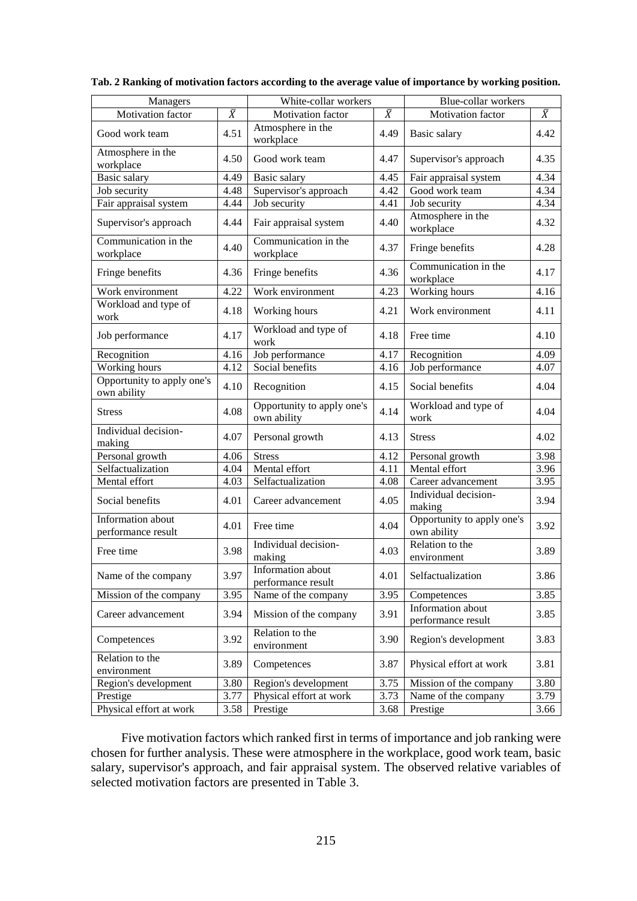**Tab. 2 Ranking of motivation factors according to the average value of importance by working position.**

| Managers | | White-collar workers | | Blue-collar workers | |
|---|---|---|---|---|---|
| Motivation factor | $\bar{X}$ | Motivation factor | $\bar{X}$ | Motivation factor | $\bar{X}$ |
| Good work team | 4.51 | Atmosphere in the workplace | 4.49 | Basic salary | 4.42 |
| Atmosphere in the workplace | 4.50 | Good work team | 4.47 | Supervisor's approach | 4.35 |
| Basic salary | 4.49 | Basic salary | 4.45 | Fair appraisal system | 4.34 |
| Job security | 4.48 | Supervisor's approach | 4.42 | Good work team | 4.34 |
| Fair appraisal system | 4.44 | Job security | 4.41 | Job security | 4.34 |
| Supervisor's approach | 4.44 | Fair appraisal system | 4.40 | Atmosphere in the workplace | 4.32 |
| Communication in the workplace | 4.40 | Communication in the workplace | 4.37 | Fringe benefits | 4.28 |
| Fringe benefits | 4.36 | Fringe benefits | 4.36 | Communication in the workplace | 4.17 |
| Work environment | 4.22 | Work environment | 4.23 | Working hours | 4.16 |
| Workload and type of work | 4.18 | Working hours | 4.21 | Work environment | 4.11 |
| Job performance | 4.17 | Workload and type of work | 4.18 | Free time | 4.10 |
| Recognition | 4.16 | Job performance | 4.17 | Recognition | 4.09 |
| Working hours | 4.12 | Social benefits | 4.16 | Job performance | 4.07 |
| Opportunity to apply one's own ability | 4.10 | Recognition | 4.15 | Social benefits | 4.04 |
| Stress | 4.08 | Opportunity to apply one's own ability | 4.14 | Workload and type of work | 4.04 |
| Individual decision-making | 4.07 | Personal growth | 4.13 | Stress | 4.02 |
| Personal growth | 4.06 | Stress | 4.12 | Personal growth | 3.98 |
| Selfactualization | 4.04 | Mental effort | 4.11 | Mental effort | 3.96 |
| Mental effort | 4.03 | Selfactualization | 4.08 | Career advancement | 3.95 |
| Social benefits | 4.01 | Career advancement | 4.05 | Individual decision-making | 3.94 |
| Information about performance result | 4.01 | Free time | 4.04 | Opportunity to apply one's own ability | 3.92 |
| Free time | 3.98 | Individual decision-making | 4.03 | Relation to the environment | 3.89 |
| Name of the company | 3.97 | Information about performance result | 4.01 | Selfactualization | 3.86 |
| Mission of the company | 3.95 | Name of the company | 3.95 | Competences | 3.85 |
| Career advancement | 3.94 | Mission of the company | 3.91 | Information about performance result | 3.85 |
| Competences | 3.92 | Relation to the environment | 3.90 | Region's development | 3.83 |
| Relation to the environment | 3.89 | Competences | 3.87 | Physical effort at work | 3.81 |
| Region's development | 3.80 | Region's development | 3.75 | Mission of the company | 3.80 |
| Prestige | 3.77 | Physical effort at work | 3.73 | Name of the company | 3.79 |
| Physical effort at work | 3.58 | Prestige | 3.68 | Prestige | 3.66 |

Five motivation factors which ranked first in terms of importance and job ranking were chosen for further analysis. These were atmosphere in the workplace, good work team, basic salary, supervisor's approach, and fair appraisal system. The observed relative variables of selected motivation factors are presented in Table 3.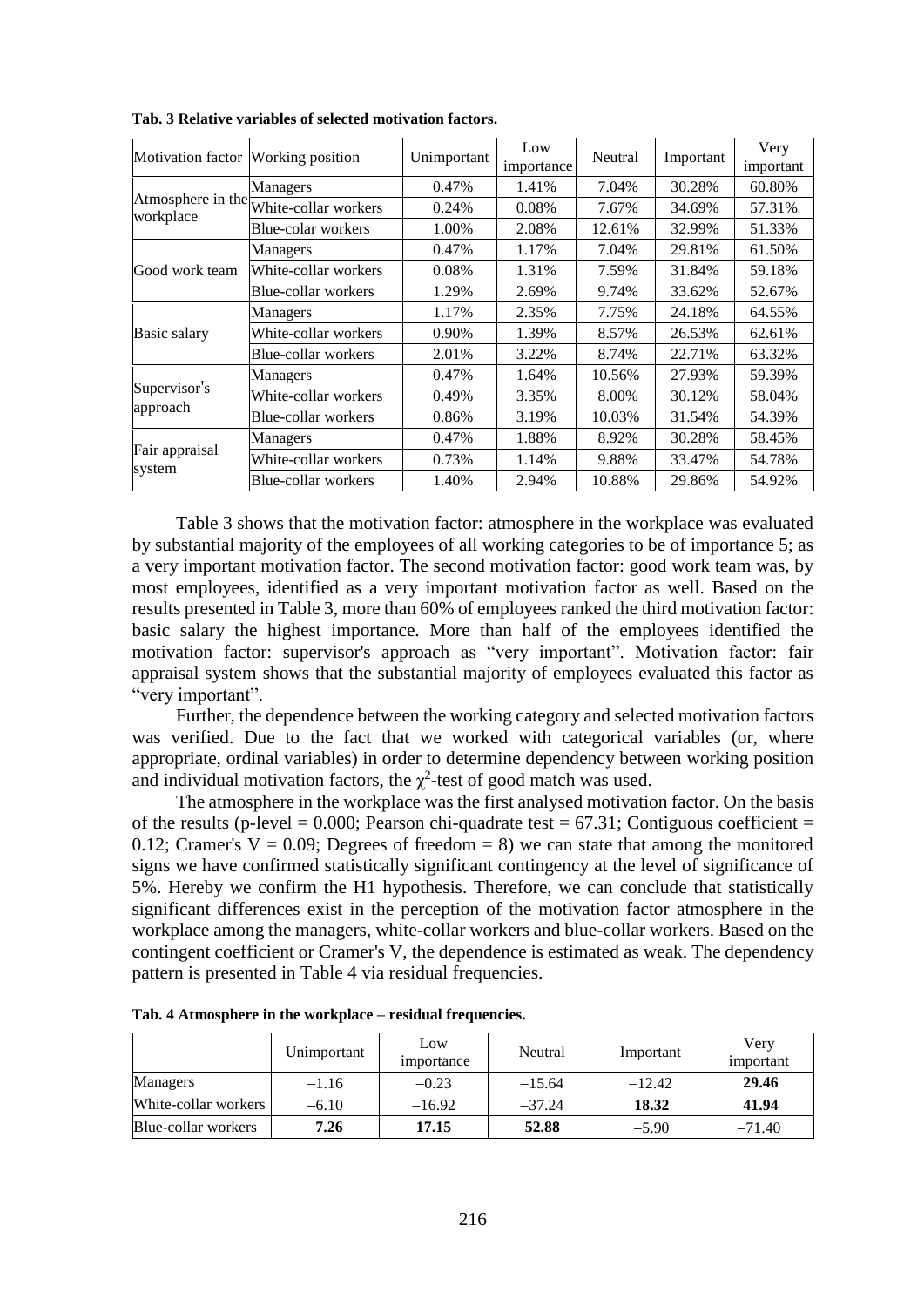**Tab. 3 Relative variables of selected motivation factors.**

| Motivation factor | Working position | Unimportant | Low importance | Neutral | Important | Very important |
|---|---|---|---|---|---|---|
| Atmosphere in the workplace | Managers | 0.47% | 1.41% | 7.04% | 30.28% | 60.80% |
| | White-collar workers | 0.24% | 0.08% | 7.67% | 34.69% | 57.31% |
| | Blue-colar workers | 1.00% | 2.08% | 12.61% | 32.99% | 51.33% |
| Good work team | Managers | 0.47% | 1.17% | 7.04% | 29.81% | 61.50% |
| | White-collar workers | 0.08% | 1.31% | 7.59% | 31.84% | 59.18% |
| | Blue-collar workers | 1.29% | 2.69% | 9.74% | 33.62% | 52.67% |
| Basic salary | Managers | 1.17% | 2.35% | 7.75% | 24.18% | 64.55% |
| | White-collar workers | 0.90% | 1.39% | 8.57% | 26.53% | 62.61% |
| | Blue-collar workers | 2.01% | 3.22% | 8.74% | 22.71% | 63.32% |
| Supervisor's approach | Managers | 0.47% | 1.64% | 10.56% | 27.93% | 59.39% |
| | White-collar workers | 0.49% | 3.35% | 8.00% | 30.12% | 58.04% |
| | Blue-collar workers | 0.86% | 3.19% | 10.03% | 31.54% | 54.39% |
| Fair appraisal system | Managers | 0.47% | 1.88% | 8.92% | 30.28% | 58.45% |
| | White-collar workers | 0.73% | 1.14% | 9.88% | 33.47% | 54.78% |
| | Blue-collar workers | 1.40% | 2.94% | 10.88% | 29.86% | 54.92% |

Table 3 shows that the motivation factor: atmosphere in the workplace was evaluated by substantial majority of the employees of all working categories to be of importance 5; as a very important motivation factor. The second motivation factor: good work team was, by most employees, identified as a very important motivation factor as well. Based on the results presented in Table 3, more than 60% of employees ranked the third motivation factor: basic salary the highest importance. More than half of the employees identified the motivation factor: supervisor's approach as "very important". Motivation factor: fair appraisal system shows that the substantial majority of employees evaluated this factor as "very important".

Further, the dependence between the working category and selected motivation factors was verified. Due to the fact that we worked with categorical variables (or, where appropriate, ordinal variables) in order to determine dependency between working position and individual motivation factors, the $\chi^2$-test of good match was used.

The atmosphere in the workplace was the first analysed motivation factor. On the basis of the results (p-level = 0.000; Pearson chi-quadrate test = 67.31; Contiguous coefficient = 0.12; Cramer's V = 0.09; Degrees of freedom = 8) we can state that among the monitored signs we have confirmed statistically significant contingency at the level of significance of 5%. Hereby we confirm the H1 hypothesis. Therefore, we can conclude that statistically significant differences exist in the perception of the motivation factor atmosphere in the workplace among the managers, white-collar workers and blue-collar workers. Based on the contingent coefficient or Cramer's V, the dependence is estimated as weak. The dependency pattern is presented in Table 4 via residual frequencies.

**Tab. 4 Atmosphere in the workplace – residual frequencies.**

| | Unimportant | Low importance | Neutral | Important | Very important |
|---|---|---|---|---|---|
| Managers | –1.16 | –0.23 | –15.64 | –12.42 | **29.46** |
| White-collar workers | –6.10 | –16.92 | –37.24 | **18.32** | **41.94** |
| Blue-collar workers | **7.26** | **17.15** | **52.88** | –5.90 | –71.40 |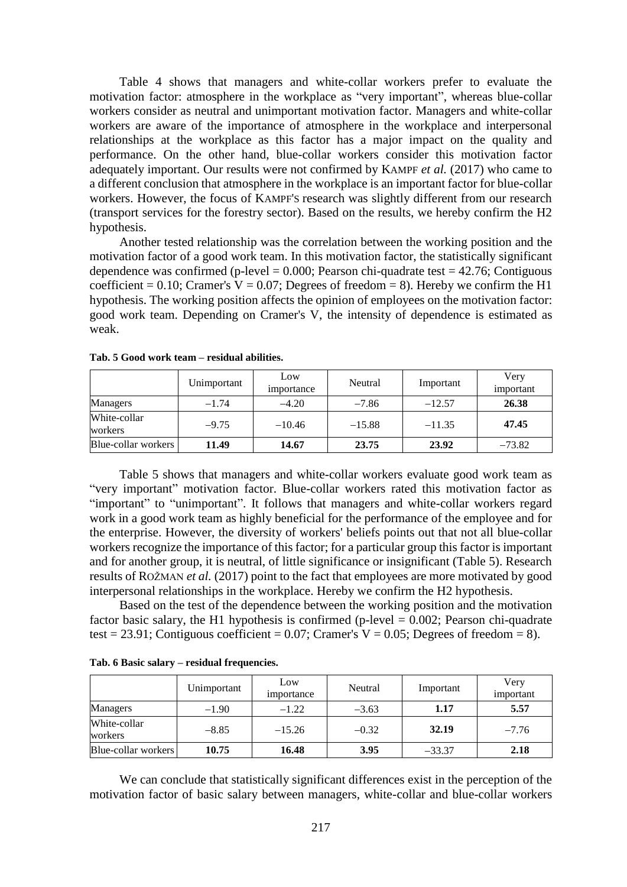Table 4 shows that managers and white-collar workers prefer to evaluate the motivation factor: atmosphere in the workplace as "very important", whereas blue-collar workers consider as neutral and unimportant motivation factor. Managers and white-collar workers are aware of the importance of atmosphere in the workplace and interpersonal relationships at the workplace as this factor has a major impact on the quality and performance. On the other hand, blue-collar workers consider this motivation factor adequately important. Our results were not confirmed by KAMPF *et al.* (2017) who came to a different conclusion that atmosphere in the workplace is an important factor for blue-collar workers. However, the focus of KAMPF'S research was slightly different from our research (transport services for the forestry sector). Based on the results, we hereby confirm the H2 hypothesis.

Another tested relationship was the correlation between the working position and the motivation factor of a good work team. In this motivation factor, the statistically significant dependence was confirmed (p-level = 0.000; Pearson chi-quadrate test = 42.76; Contiguous coefficient = 0.10; Cramer's V = 0.07; Degrees of freedom = 8). Hereby we confirm the H1 hypothesis. The working position affects the opinion of employees on the motivation factor: good work team. Depending on Cramer's V, the intensity of dependence is estimated as weak.

**Tab. 5 Good work team – residual abilities.**

| | Unimportant | Low importance | Neutral | Important | Very important |
|---|---|---|---|---|---|
| Managers | −1.74 | −4.20 | −7.86 | −12.57 | **26.38** |
| White-collar workers | −9.75 | −10.46 | −15.88 | −11.35 | **47.45** |
| Blue-collar workers | **11.49** | **14.67** | **23.75** | **23.92** | −73.82 |

Table 5 shows that managers and white-collar workers evaluate good work team as "very important" motivation factor. Blue-collar workers rated this motivation factor as "important" to "unimportant". It follows that managers and white-collar workers regard work in a good work team as highly beneficial for the performance of the employee and for the enterprise. However, the diversity of workers' beliefs points out that not all blue-collar workers recognize the importance of this factor; for a particular group this factor is important and for another group, it is neutral, of little significance or insignificant (Table 5). Research results of ROŽMAN *et al.* (2017) point to the fact that employees are more motivated by good interpersonal relationships in the workplace. Hereby we confirm the H2 hypothesis.

Based on the test of the dependence between the working position and the motivation factor basic salary, the H1 hypothesis is confirmed (p-level = 0.002; Pearson chi-quadrate test = 23.91; Contiguous coefficient = 0.07; Cramer's V = 0.05; Degrees of freedom = 8).

**Tab. 6 Basic salary – residual frequencies.**

| | Unimportant | Low importance | Neutral | Important | Very important |
|---|---|---|---|---|---|
| Managers | −1.90 | −1.22 | −3.63 | **1.17** | **5.57** |
| White-collar workers | −8.85 | −15.26 | −0.32 | **32.19** | −7.76 |
| Blue-collar workers | **10.75** | **16.48** | **3.95** | −33.37 | **2.18** |

We can conclude that statistically significant differences exist in the perception of the motivation factor of basic salary between managers, white-collar and blue-collar workers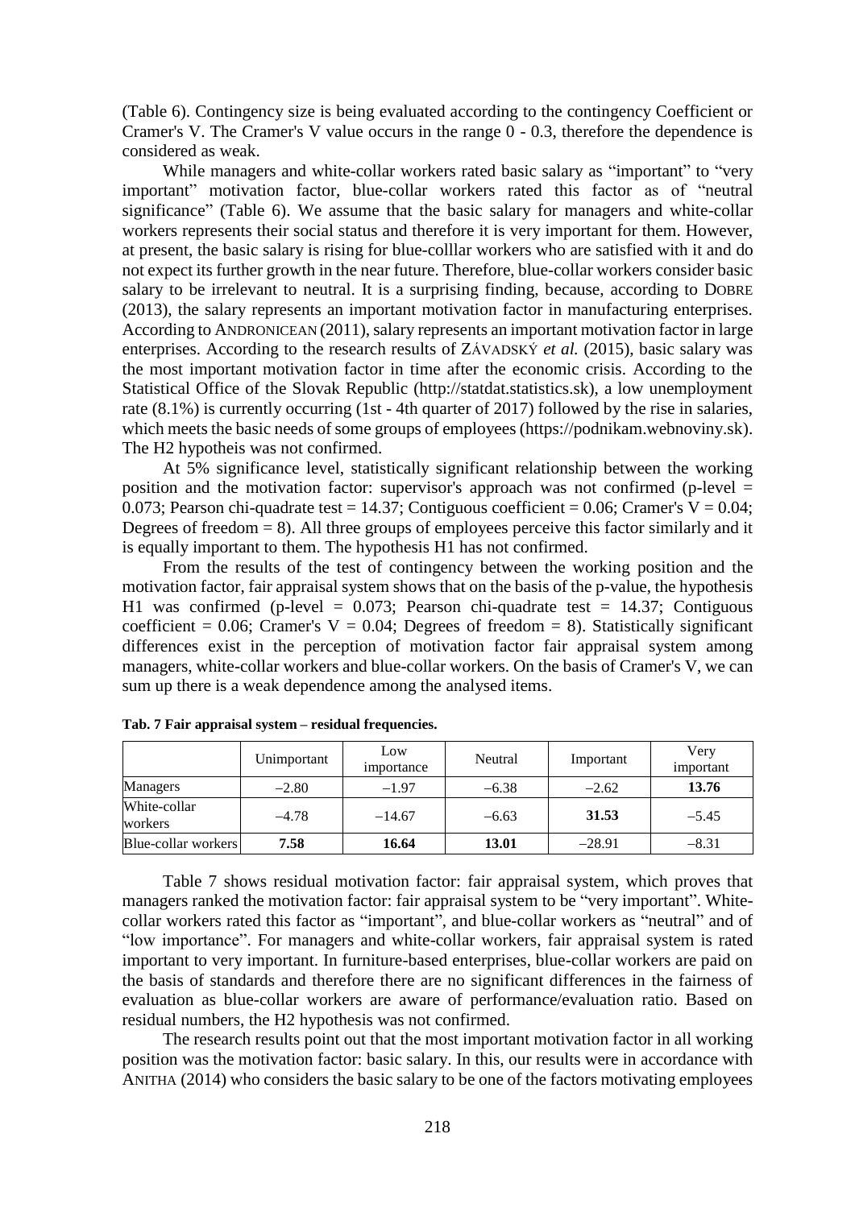(Table 6). Contingency size is being evaluated according to the contingency Coefficient or Cramer's V. The Cramer's V value occurs in the range 0 - 0.3, therefore the dependence is considered as weak.

While managers and white-collar workers rated basic salary as "important" to "very important" motivation factor, blue-collar workers rated this factor as of "neutral significance" (Table 6). We assume that the basic salary for managers and white-collar workers represents their social status and therefore it is very important for them. However, at present, the basic salary is rising for blue-colllar workers who are satisfied with it and do not expect its further growth in the near future. Therefore, blue-collar workers consider basic salary to be irrelevant to neutral. It is a surprising finding, because, according to DOBRE (2013), the salary represents an important motivation factor in manufacturing enterprises. According to ANDRONICEAN (2011), salary represents an important motivation factor in large enterprises. According to the research results of ZÁVADSKÝ *et al.* (2015), basic salary was the most important motivation factor in time after the economic crisis. According to the Statistical Office of the Slovak Republic (http://statdat.statistics.sk), a low unemployment rate (8.1%) is currently occurring (1st - 4th quarter of 2017) followed by the rise in salaries, which meets the basic needs of some groups of employees (https://podnikam.webnoviny.sk). The H2 hypotheis was not confirmed.

At 5% significance level, statistically significant relationship between the working position and the motivation factor: supervisor's approach was not confirmed (p-level = 0.073; Pearson chi-quadrate test = 14.37; Contiguous coefficient = 0.06; Cramer's V = 0.04; Degrees of freedom = 8). All three groups of employees perceive this factor similarly and it is equally important to them. The hypothesis H1 has not confirmed.

From the results of the test of contingency between the working position and the motivation factor, fair appraisal system shows that on the basis of the p-value, the hypothesis H1 was confirmed (p-level = 0.073; Pearson chi-quadrate test = 14.37; Contiguous coefficient = 0.06; Cramer's V = 0.04; Degrees of freedom = 8). Statistically significant differences exist in the perception of motivation factor fair appraisal system among managers, white-collar workers and blue-collar workers. On the basis of Cramer's V, we can sum up there is a weak dependence among the analysed items.

**Tab. 7 Fair appraisal system – residual frequencies.**

| | Unimportant | Low importance | Neutral | Important | Very important |
|---|---|---|---|---|---|
| Managers | −2.80 | −1.97 | −6.38 | −2.62 | **13.76** |
| White-collar workers | −4.78 | −14.67 | −6.63 | **31.53** | −5.45 |
| Blue-collar workers | **7.58** | **16.64** | **13.01** | −28.91 | −8.31 |

Table 7 shows residual motivation factor: fair appraisal system, which proves that managers ranked the motivation factor: fair appraisal system to be "very important". White-collar workers rated this factor as "important", and blue-collar workers as "neutral" and of "low importance". For managers and white-collar workers, fair appraisal system is rated important to very important. In furniture-based enterprises, blue-collar workers are paid on the basis of standards and therefore there are no significant differences in the fairness of evaluation as blue-collar workers are aware of performance/evaluation ratio. Based on residual numbers, the H2 hypothesis was not confirmed.

The research results point out that the most important motivation factor in all working position was the motivation factor: basic salary. In this, our results were in accordance with ANITHA (2014) who considers the basic salary to be one of the factors motivating employees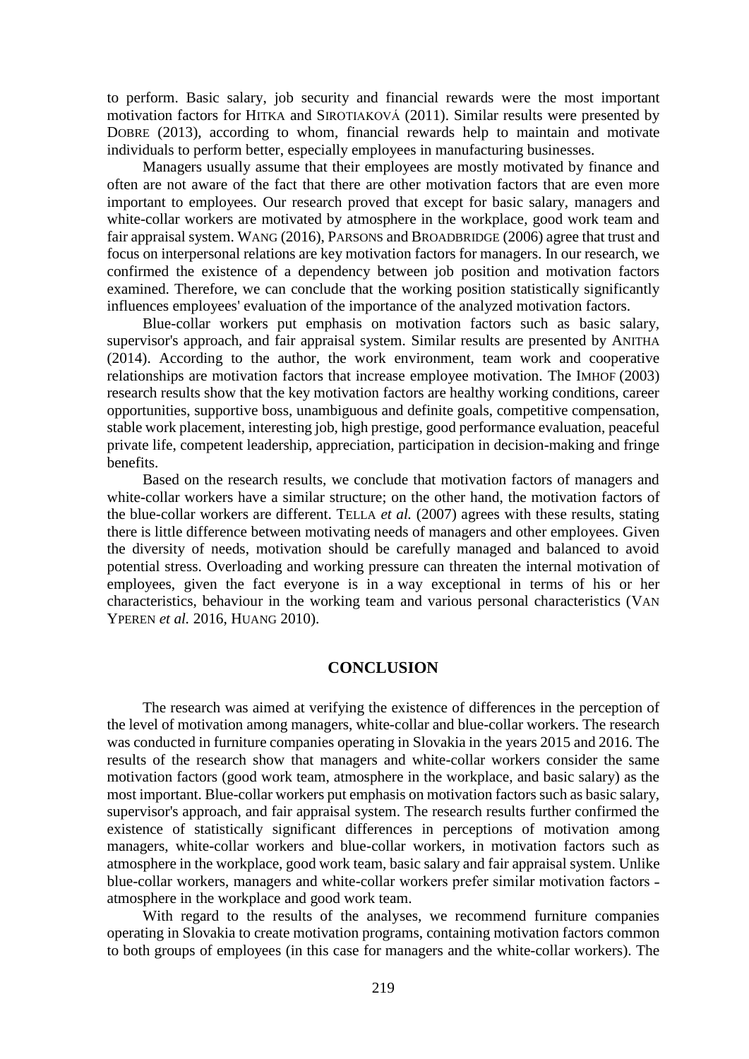to perform. Basic salary, job security and financial rewards were the most important motivation factors for HITKA and SIROTIAKOVÁ (2011). Similar results were presented by DOBRE (2013), according to whom, financial rewards help to maintain and motivate individuals to perform better, especially employees in manufacturing businesses.

Managers usually assume that their employees are mostly motivated by finance and often are not aware of the fact that there are other motivation factors that are even more important to employees. Our research proved that except for basic salary, managers and white-collar workers are motivated by atmosphere in the workplace, good work team and fair appraisal system. WANG (2016), PARSONS and BROADBRIDGE (2006) agree that trust and focus on interpersonal relations are key motivation factors for managers. In our research, we confirmed the existence of a dependency between job position and motivation factors examined. Therefore, we can conclude that the working position statistically significantly influences employees' evaluation of the importance of the analyzed motivation factors.

Blue-collar workers put emphasis on motivation factors such as basic salary, supervisor's approach, and fair appraisal system. Similar results are presented by ANITHA (2014). According to the author, the work environment, team work and cooperative relationships are motivation factors that increase employee motivation. The IMHOF (2003) research results show that the key motivation factors are healthy working conditions, career opportunities, supportive boss, unambiguous and definite goals, competitive compensation, stable work placement, interesting job, high prestige, good performance evaluation, peaceful private life, competent leadership, appreciation, participation in decision-making and fringe benefits.

Based on the research results, we conclude that motivation factors of managers and white-collar workers have a similar structure; on the other hand, the motivation factors of the blue-collar workers are different. TELLA *et al.* (2007) agrees with these results, stating there is little difference between motivating needs of managers and other employees. Given the diversity of needs, motivation should be carefully managed and balanced to avoid potential stress. Overloading and working pressure can threaten the internal motivation of employees, given the fact everyone is in a way exceptional in terms of his or her characteristics, behaviour in the working team and various personal characteristics (VAN YPEREN *et al.* 2016, HUANG 2010).

## CONCLUSION

The research was aimed at verifying the existence of differences in the perception of the level of motivation among managers, white-collar and blue-collar workers. The research was conducted in furniture companies operating in Slovakia in the years 2015 and 2016. The results of the research show that managers and white-collar workers consider the same motivation factors (good work team, atmosphere in the workplace, and basic salary) as the most important. Blue-collar workers put emphasis on motivation factors such as basic salary, supervisor's approach, and fair appraisal system. The research results further confirmed the existence of statistically significant differences in perceptions of motivation among managers, white-collar workers and blue-collar workers, in motivation factors such as atmosphere in the workplace, good work team, basic salary and fair appraisal system. Unlike blue-collar workers, managers and white-collar workers prefer similar motivation factors - atmosphere in the workplace and good work team.

With regard to the results of the analyses, we recommend furniture companies operating in Slovakia to create motivation programs, containing motivation factors common to both groups of employees (in this case for managers and the white-collar workers). The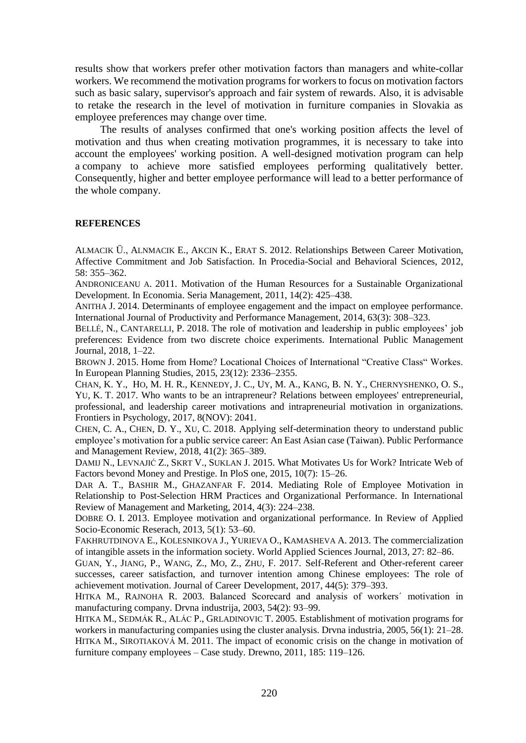results show that workers prefer other motivation factors than managers and white-collar workers. We recommend the motivation programs for workers to focus on motivation factors such as basic salary, supervisor's approach and fair system of rewards. Also, it is advisable to retake the research in the level of motivation in furniture companies in Slovakia as employee preferences may change over time.

The results of analyses confirmed that one's working position affects the level of motivation and thus when creating motivation programmes, it is necessary to take into account the employees' working position. A well-designed motivation program can help a company to achieve more satisfied employees performing qualitatively better. Consequently, higher and better employee performance will lead to a better performance of the whole company.

## REFERENCES

ALMACIK Ü., ALNMACIK E., AKCIN K., ERAT S. 2012. Relationships Between Career Motivation, Affective Commitment and Job Satisfaction. In Procedia-Social and Behavioral Sciences, 2012, 58: 355–362.

ANDRONICEANU A. 2011. Motivation of the Human Resources for a Sustainable Organizational Development. In Economia. Seria Management, 2011, 14(2): 425–438.

ANITHA J. 2014. Determinants of employee engagement and the impact on employee performance. International Journal of Productivity and Performance Management, 2014, 63(3): 308–323.

BELLÉ, N., CANTARELLI, P. 2018. The role of motivation and leadership in public employees' job preferences: Evidence from two discrete choice experiments. International Public Management Journal, 2018, 1–22.

BROWN J. 2015. Home from Home? Locational Choices of International "Creative Class" Workes. In European Planning Studies, 2015, 23(12): 2336–2355.

CHAN, K. Y., HO, M. H. R., KENNEDY, J. C., UY, M. A., KANG, B. N. Y., CHERNYSHENKO, O. S., YU, K. T. 2017. Who wants to be an intrapreneur? Relations between employees' entrepreneurial, professional, and leadership career motivations and intrapreneurial motivation in organizations. Frontiers in Psychology, 2017, 8(NOV): 2041.

CHEN, C. A., CHEN, D. Y., XU, C. 2018. Applying self-determination theory to understand public employee's motivation for a public service career: An East Asian case (Taiwan). Public Performance and Management Review, 2018, 41(2): 365–389.

DAMIJ N., LEVNAJIĆ Z., SKRT V., SUKLAN J. 2015. What Motivates Us for Work? Intricate Web of Factors bevond Money and Prestige. In PloS one, 2015, 10(7): 15–26.

DAR A. T., BASHIR M., GHAZANFAR F. 2014. Mediating Role of Employee Motivation in Relationship to Post-Selection HRM Practices and Organizational Performance. In International Review of Management and Marketing, 2014, 4(3): 224–238.

DOBRE O. I. 2013. Employee motivation and organizational performance. In Review of Applied Socio-Economic Reserach, 2013, 5(1): 53–60.

FAKHRUTDINOVA E., KOLESNIKOVA J., YURIEVA O., KAMASHEVA A. 2013. The commercialization of intangible assets in the information society. World Applied Sciences Journal, 2013, 27: 82–86.

GUAN, Y., JIANG, P., WANG, Z., MO, Z., ZHU, F. 2017. Self-Referent and Other-referent career successes, career satisfaction, and turnover intention among Chinese employees: The role of achievement motivation. Journal of Career Development, 2017, 44(5): 379–393.

HITKA M., RAJNOHA R. 2003. Balanced Scorecard and analysis of workers´ motivation in manufacturing company. Drvna industrija, 2003, 54(2): 93–99.

HITKA M., SEDMÁK R., ALÁC P., GRLADINOVIC T. 2005. Establishment of motivation programs for workers in manufacturing companies using the cluster analysis. Drvna industria, 2005, 56(1): 21–28.

HITKA M., SIROTIAKOVÁ M. 2011. The impact of economic crisis on the change in motivation of furniture company employees – Case study. Drewno, 2011, 185: 119–126.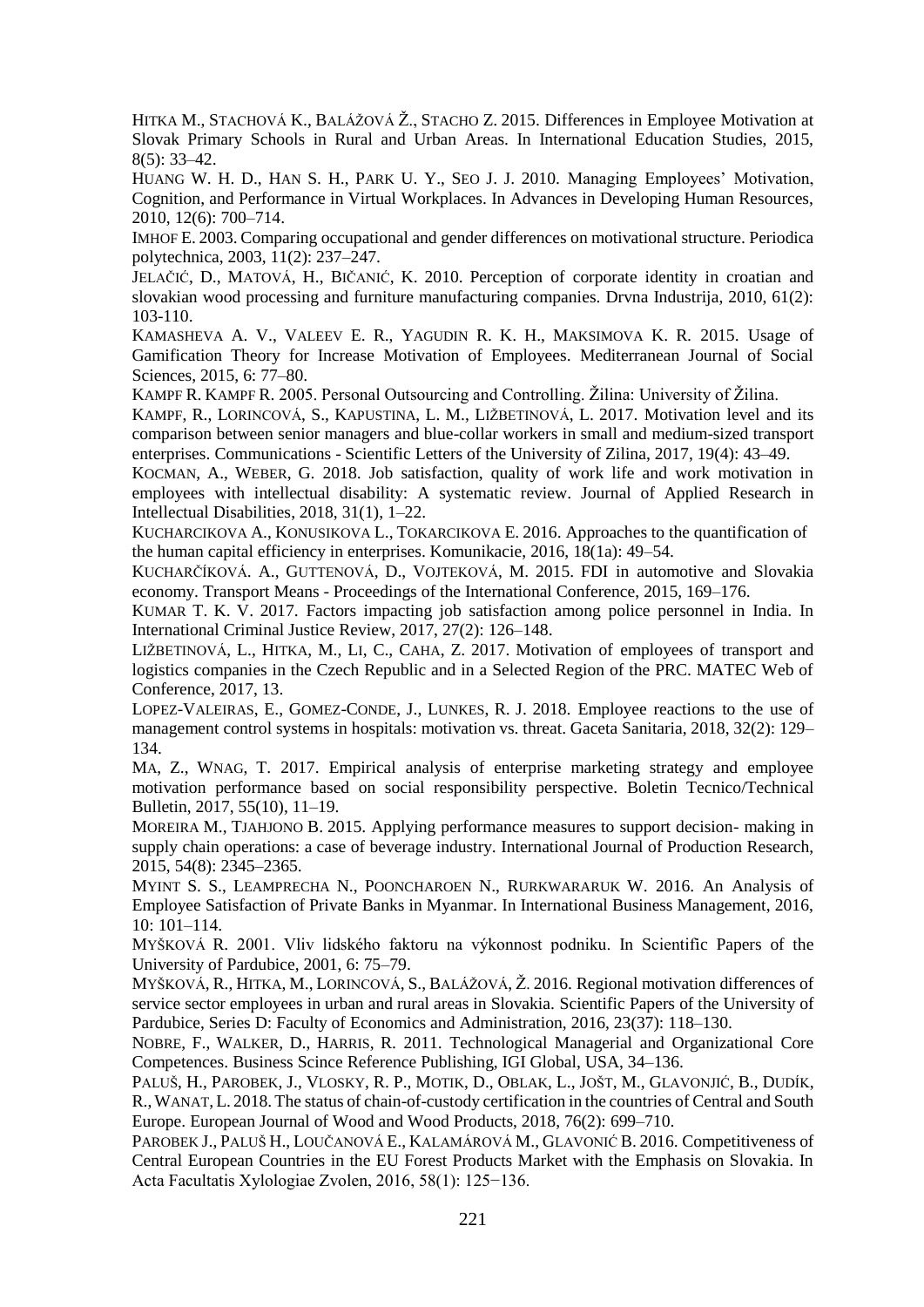HITKA M., STACHOVÁ K., BALÁŽOVÁ Ž., STACHO Z. 2015. Differences in Employee Motivation at Slovak Primary Schools in Rural and Urban Areas. In International Education Studies, 2015, 8(5): 33–42.

HUANG W. H. D., HAN S. H., PARK U. Y., SEO J. J. 2010. Managing Employees' Motivation, Cognition, and Performance in Virtual Workplaces. In Advances in Developing Human Resources, 2010, 12(6): 700–714.

IMHOF E. 2003. Comparing occupational and gender differences on motivational structure. Periodica polytechnica, 2003, 11(2): 237–247.

JELAČIĆ, D., MATOVÁ, H., BIČANIĆ, K. 2010. Perception of corporate identity in croatian and slovakian wood processing and furniture manufacturing companies. Drvna Industrija, 2010, 61(2): 103-110.

KAMASHEVA A. V., VALEEV E. R., YAGUDIN R. K. H., MAKSIMOVA K. R. 2015. Usage of Gamification Theory for Increase Motivation of Employees. Mediterranean Journal of Social Sciences, 2015, 6: 77–80.

KAMPF R. KAMPF R. 2005. Personal Outsourcing and Controlling. Žilina: University of Žilina.

KAMPF, R., LORINCOVÁ, S., KAPUSTINA, L. M., LIŽBETINOVÁ, L. 2017. Motivation level and its comparison between senior managers and blue-collar workers in small and medium-sized transport enterprises. Communications - Scientific Letters of the University of Zilina, 2017, 19(4): 43–49.

KOCMAN, A., WEBER, G. 2018. Job satisfaction, quality of work life and work motivation in employees with intellectual disability: A systematic review. Journal of Applied Research in Intellectual Disabilities, 2018, 31(1), 1–22.

KUCHARCIKOVA A., KONUSIKOVA L., TOKARCIKOVA E. 2016. Approaches to the quantification of the human capital efficiency in enterprises. Komunikacie, 2016, 18(1a): 49–54.

KUCHARČÍKOVÁ. A., GUTTENOVÁ, D., VOJTEKOVÁ, M. 2015. FDI in automotive and Slovakia economy. Transport Means - Proceedings of the International Conference, 2015, 169–176.

KUMAR T. K. V. 2017. Factors impacting job satisfaction among police personnel in India. In International Criminal Justice Review, 2017, 27(2): 126–148.

LIŽBETINOVÁ, L., HITKA, M., LI, C., CAHA, Z. 2017. Motivation of employees of transport and logistics companies in the Czech Republic and in a Selected Region of the PRC. MATEC Web of Conference, 2017, 13.

LOPEZ-VALEIRAS, E., GOMEZ-CONDE, J., LUNKES, R. J. 2018. Employee reactions to the use of management control systems in hospitals: motivation vs. threat. Gaceta Sanitaria, 2018, 32(2): 129–134.

MA, Z., WNAG, T. 2017. Empirical analysis of enterprise marketing strategy and employee motivation performance based on social responsibility perspective. Boletin Tecnico/Technical Bulletin, 2017, 55(10), 11–19.

MOREIRA M., TJAHJONO B. 2015. Applying performance measures to support decision- making in supply chain operations: a case of beverage industry. International Journal of Production Research, 2015, 54(8): 2345–2365.

MYINT S. S., LEAMPRECHA N., POONCHAROEN N., RURKWARARUK W. 2016. An Analysis of Employee Satisfaction of Private Banks in Myanmar. In International Business Management, 2016, 10: 101–114.

MYŠKOVÁ R. 2001. Vliv lidského faktoru na výkonnost podniku. In Scientific Papers of the University of Pardubice, 2001, 6: 75–79.

MYŠKOVÁ, R., HITKA, M., LORINCOVÁ, S., BALÁŽOVÁ, Ž. 2016. Regional motivation differences of service sector employees in urban and rural areas in Slovakia. Scientific Papers of the University of Pardubice, Series D: Faculty of Economics and Administration, 2016, 23(37): 118–130.

NOBRE, F., WALKER, D., HARRIS, R. 2011. Technological Managerial and Organizational Core Competences. Business Scince Reference Publishing, IGI Global, USA, 34–136.

PALUŠ, H., PAROBEK, J., VLOSKY, R. P., MOTIK, D., OBLAK, L., JOŠT, M., GLAVONJIĆ, B., DUDÍK, R., WANAT, L. 2018. The status of chain-of-custody certification in the countries of Central and South Europe. European Journal of Wood and Wood Products, 2018, 76(2): 699–710.

PAROBEK J., PALUŠ H., LOUČANOVÁ E., KALAMÁROVÁ M., GLAVONIĆ B. 2016. Competitiveness of Central European Countries in the EU Forest Products Market with the Emphasis on Slovakia. In Acta Facultatis Xylologiae Zvolen, 2016, 58(1): 125−136.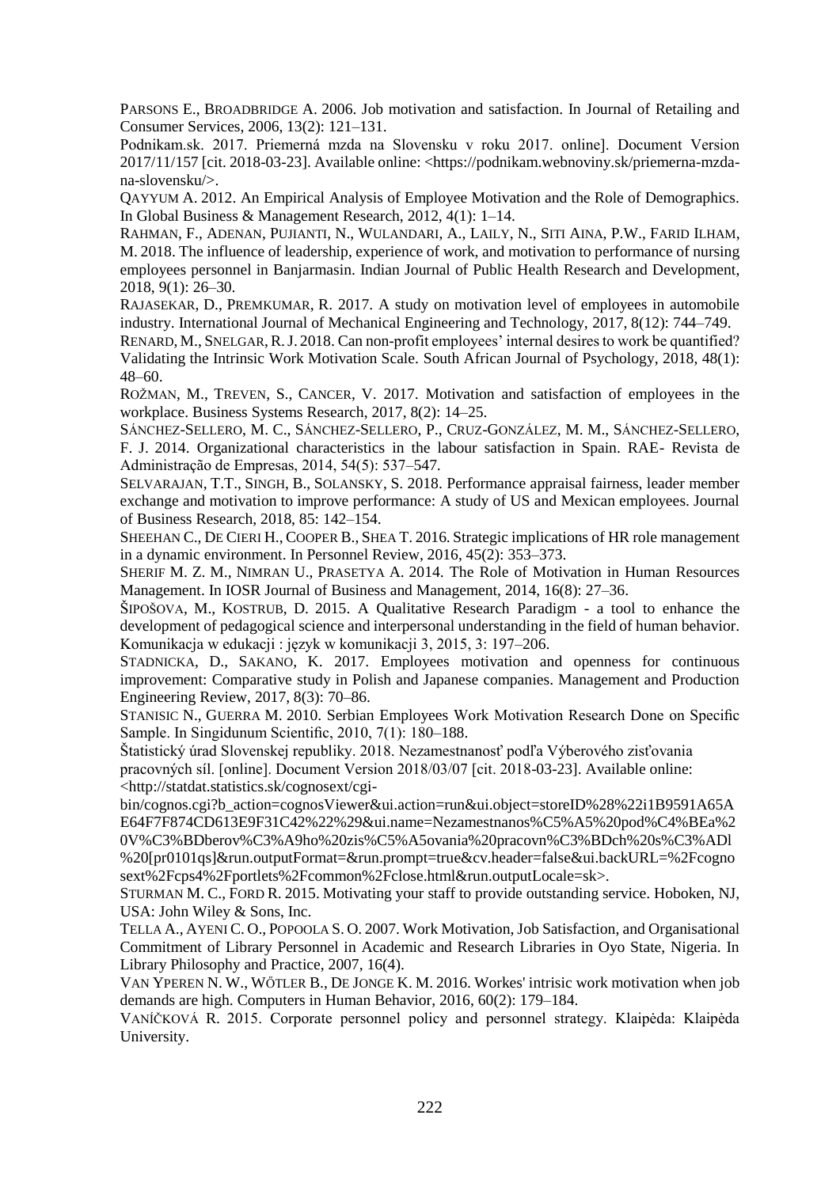PARSONS E., BROADBRIDGE A. 2006. Job motivation and satisfaction. In Journal of Retailing and Consumer Services, 2006, 13(2): 121–131.

Podnikam.sk. 2017. Priemerná mzda na Slovensku v roku 2017. online]. Document Version 2017/11/157 [cit. 2018-03-23]. Available online: <https://podnikam.webnoviny.sk/priemerna-mzda-na-slovensku/>.

QAYYUM A. 2012. An Empirical Analysis of Employee Motivation and the Role of Demographics. In Global Business & Management Research, 2012, 4(1): 1–14.

RAHMAN, F., ADENAN, PUJIANTI, N., WULANDARI, A., LAILY, N., SITI AINA, P.W., FARID ILHAM, M. 2018. The influence of leadership, experience of work, and motivation to performance of nursing employees personnel in Banjarmasin. Indian Journal of Public Health Research and Development, 2018, 9(1): 26–30.

RAJASEKAR, D., PREMKUMAR, R. 2017. A study on motivation level of employees in automobile industry. International Journal of Mechanical Engineering and Technology, 2017, 8(12): 744–749.

RENARD, M., SNELGAR, R. J. 2018. Can non-profit employees' internal desires to work be quantified? Validating the Intrinsic Work Motivation Scale. South African Journal of Psychology, 2018, 48(1): 48–60.

ROŽMAN, M., TREVEN, S., CANCER, V. 2017. Motivation and satisfaction of employees in the workplace. Business Systems Research, 2017, 8(2): 14–25.

SÁNCHEZ-SELLERO, M. C., SÁNCHEZ-SELLERO, P., CRUZ-GONZÁLEZ, M. M., SÁNCHEZ-SELLERO, F. J. 2014. Organizational characteristics in the labour satisfaction in Spain. RAE- Revista de Administração de Empresas, 2014, 54(5): 537–547.

SELVARAJAN, T.T., SINGH, B., SOLANSKY, S. 2018. Performance appraisal fairness, leader member exchange and motivation to improve performance: A study of US and Mexican employees. Journal of Business Research, 2018, 85: 142–154.

SHEEHAN C., DE CIERI H., COOPER B., SHEA T. 2016. Strategic implications of HR role management in a dynamic environment. In Personnel Review, 2016, 45(2): 353–373.

SHERIF M. Z. M., NIMRAN U., PRASETYA A. 2014. The Role of Motivation in Human Resources Management. In IOSR Journal of Business and Management, 2014, 16(8): 27–36.

ŠIPOŠOVA, M., KOSTRUB, D. 2015. A Qualitative Research Paradigm - a tool to enhance the development of pedagogical science and interpersonal understanding in the field of human behavior. Komunikacja w edukacji : język w komunikacji 3, 2015, 3: 197–206.

STADNICKA, D., SAKANO, K. 2017. Employees motivation and openness for continuous improvement: Comparative study in Polish and Japanese companies. Management and Production Engineering Review, 2017, 8(3): 70–86.

STANISIC N., GUERRA M. 2010. Serbian Employees Work Motivation Research Done on Specific Sample. In Singidunum Scientific, 2010, 7(1): 180–188.

Štatistický úrad Slovenskej republiky. 2018. Nezamestnanosť podľa Výberového zisťovania pracovných síl. [online]. Document Version 2018/03/07 [cit. 2018-03-23]. Available online: <http://statdat.statistics.sk/cognosext/cgi-bin/cognos.cgi?b_action=cognosViewer&ui.action=run&ui.object=storeID%28%22i1B9591A65AE64F7F874CD613E9F31C42%22%29&ui.name=Nezamestnanos%C5%A5%20pod%C4%BEa%20V%C3%BDberov%C3%A9ho%20zis%C5%A5ovania%20pracovn%C3%BDch%20s%C3%ADl%20[pr0101qs]&run.outputFormat=&run.prompt=true&cv.header=false&ui.backURL=%2Fcognosext%2Fcps4%2Fportlets%2Fcommon%2Fclose.html&run.outputLocale=sk>.

STURMAN M. C., FORD R. 2015. Motivating your staff to provide outstanding service. Hoboken, NJ, USA: John Wiley & Sons, Inc.

TELLA A., AYENI C. O., POPOOLA S. O. 2007. Work Motivation, Job Satisfaction, and Organisational Commitment of Library Personnel in Academic and Research Libraries in Oyo State, Nigeria. In Library Philosophy and Practice, 2007, 16(4).

VAN YPEREN N. W., WŐTLER B., DE JONGE K. M. 2016. Workes' intrisic work motivation when job demands are high. Computers in Human Behavior, 2016, 60(2): 179–184.

VANÍČKOVÁ R. 2015. Corporate personnel policy and personnel strategy. Klaipėda: Klaipėda University.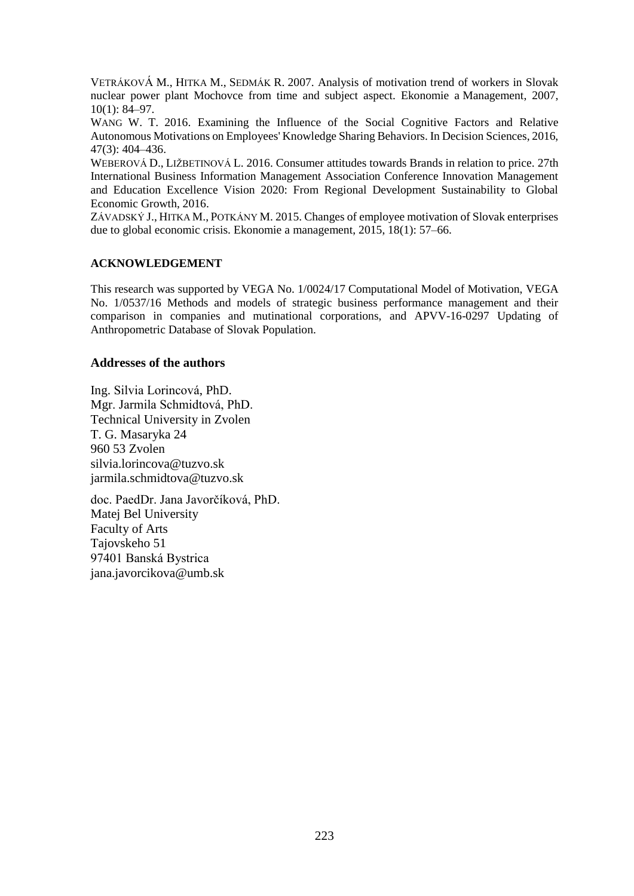VETRÁKOVÁ M., HITKA M., SEDMÁK R. 2007. Analysis of motivation trend of workers in Slovak nuclear power plant Mochovce from time and subject aspect. Ekonomie a Management, 2007, 10(1): 84–97.

WANG W. T. 2016. Examining the Influence of the Social Cognitive Factors and Relative Autonomous Motivations on Employees' Knowledge Sharing Behaviors. In Decision Sciences, 2016, 47(3): 404–436.

WEBEROVÁ D., LIŽBETINOVÁ L. 2016. Consumer attitudes towards Brands in relation to price. 27th International Business Information Management Association Conference Innovation Management and Education Excellence Vision 2020: From Regional Development Sustainability to Global Economic Growth, 2016.

ZÁVADSKÝ J., HITKA M., POTKÁNY M. 2015. Changes of employee motivation of Slovak enterprises due to global economic crisis. Ekonomie a management, 2015, 18(1): 57–66.

**ACKNOWLEDGEMENT**

This research was supported by VEGA No. 1/0024/17 Computational Model of Motivation, VEGA No. 1/0537/16 Methods and models of strategic business performance management and their comparison in companies and mutinational corporations, and APVV-16-0297 Updating of Anthropometric Database of Slovak Population.

### Addresses of the authors

Ing. Silvia Lorincová, PhD.
Mgr. Jarmila Schmidtová, PhD.
Technical University in Zvolen
T. G. Masaryka 24
960 53 Zvolen
silvia.lorincova@tuzvo.sk
jarmila.schmidtova@tuzvo.sk

doc. PaedDr. Jana Javorčíková, PhD.
Matej Bel University
Faculty of Arts
Tajovskeho 51
97401 Banská Bystrica
jana.javorcikova@umb.sk